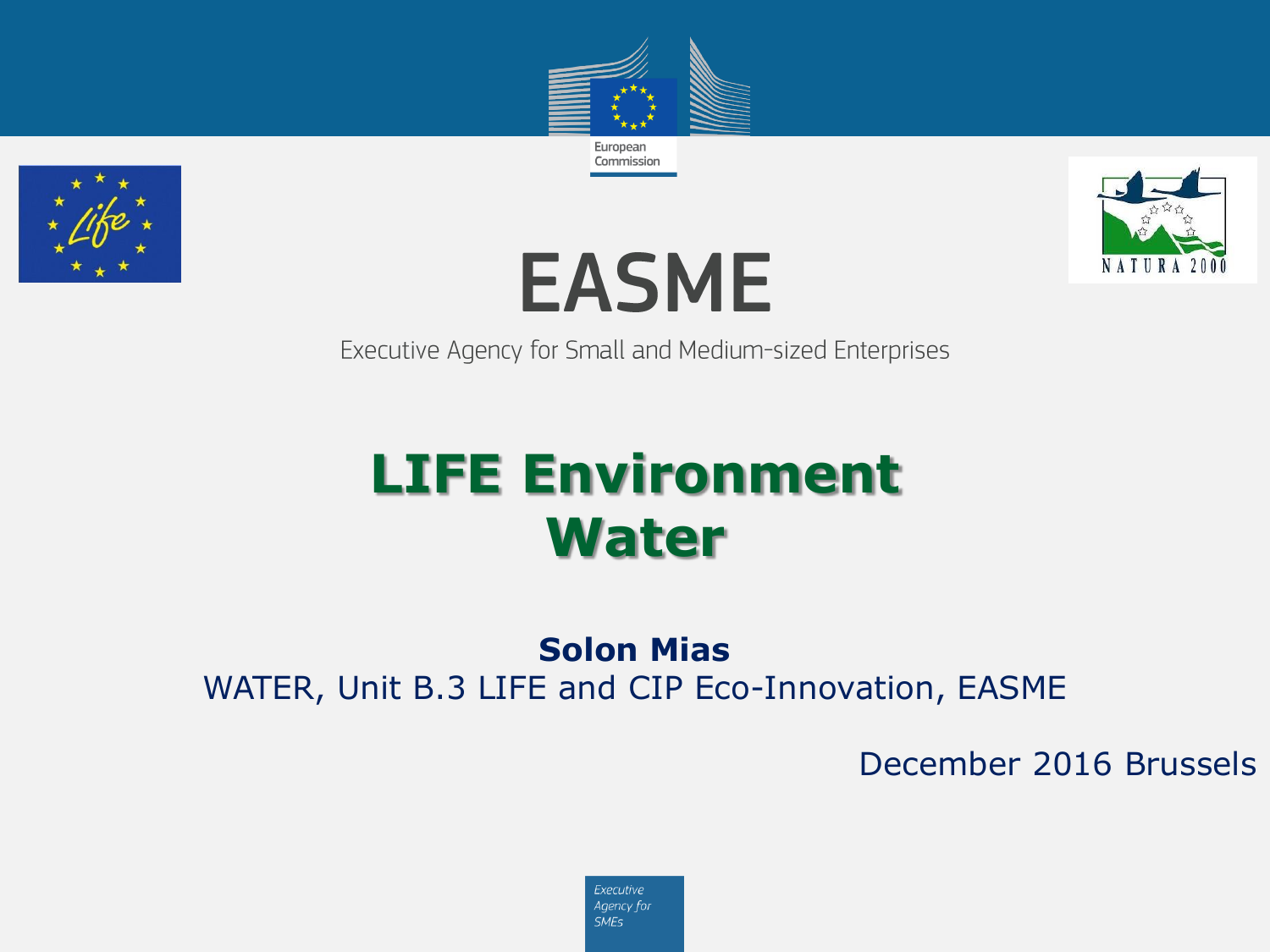European Commission

# EASME

Executive Agency for Small and Medium-sized Enterprises

## LIFE Environment Water

**Solon Mias**

WATER, Unit B.3 LIFE and CIP Eco-Innovation, EASME

December 2016 Brussels

*Executive Agency for SMEs*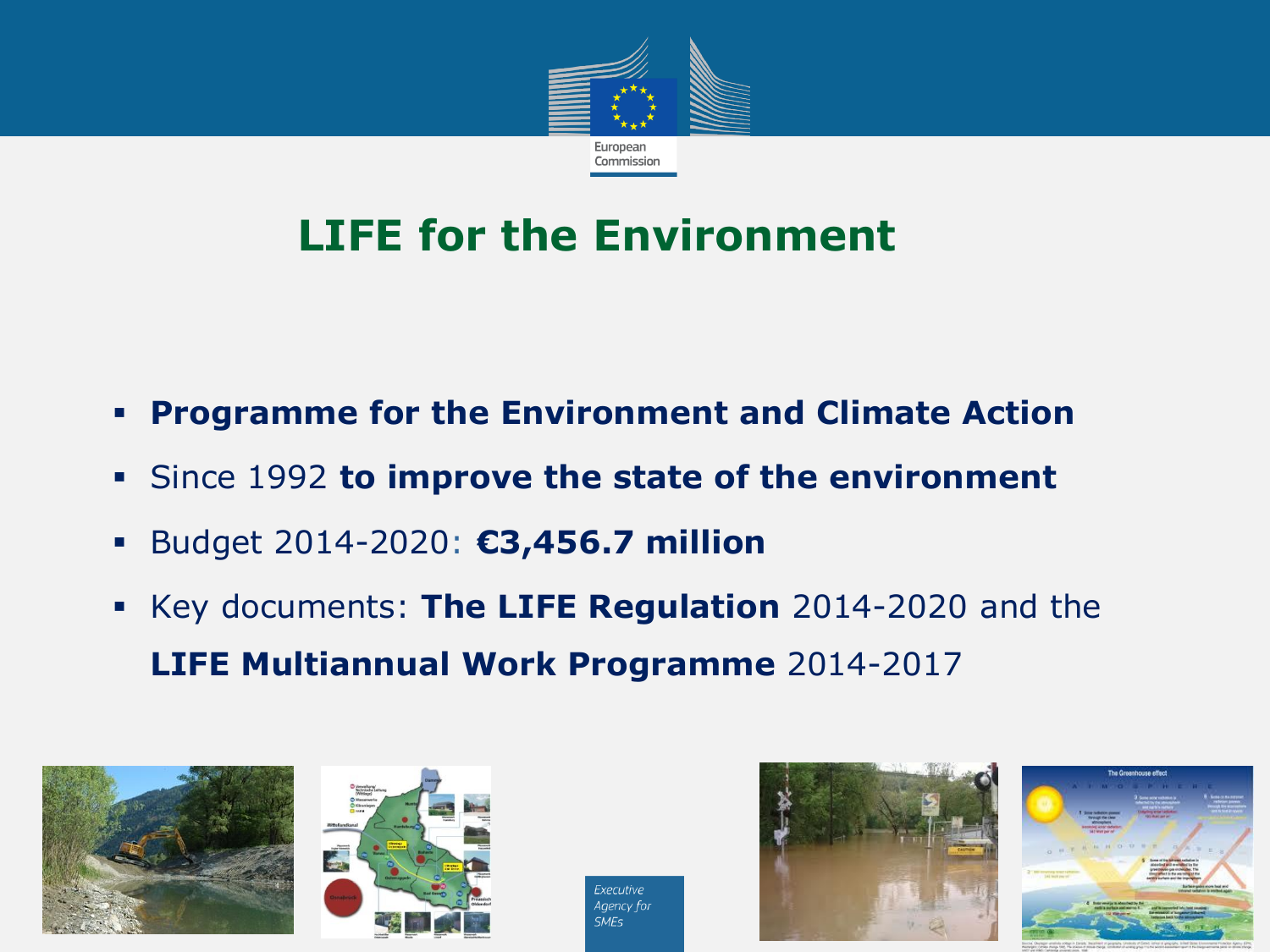# LIFE for the Environment

- **Programme for the Environment and Climate Action**
- Since 1992 **to improve the state of the environment**
- Budget 2014-2020: **€3,456.7 million**
- Key documents: **The LIFE Regulation** 2014-2020 and the **LIFE Multiannual Work Programme** 2014-2017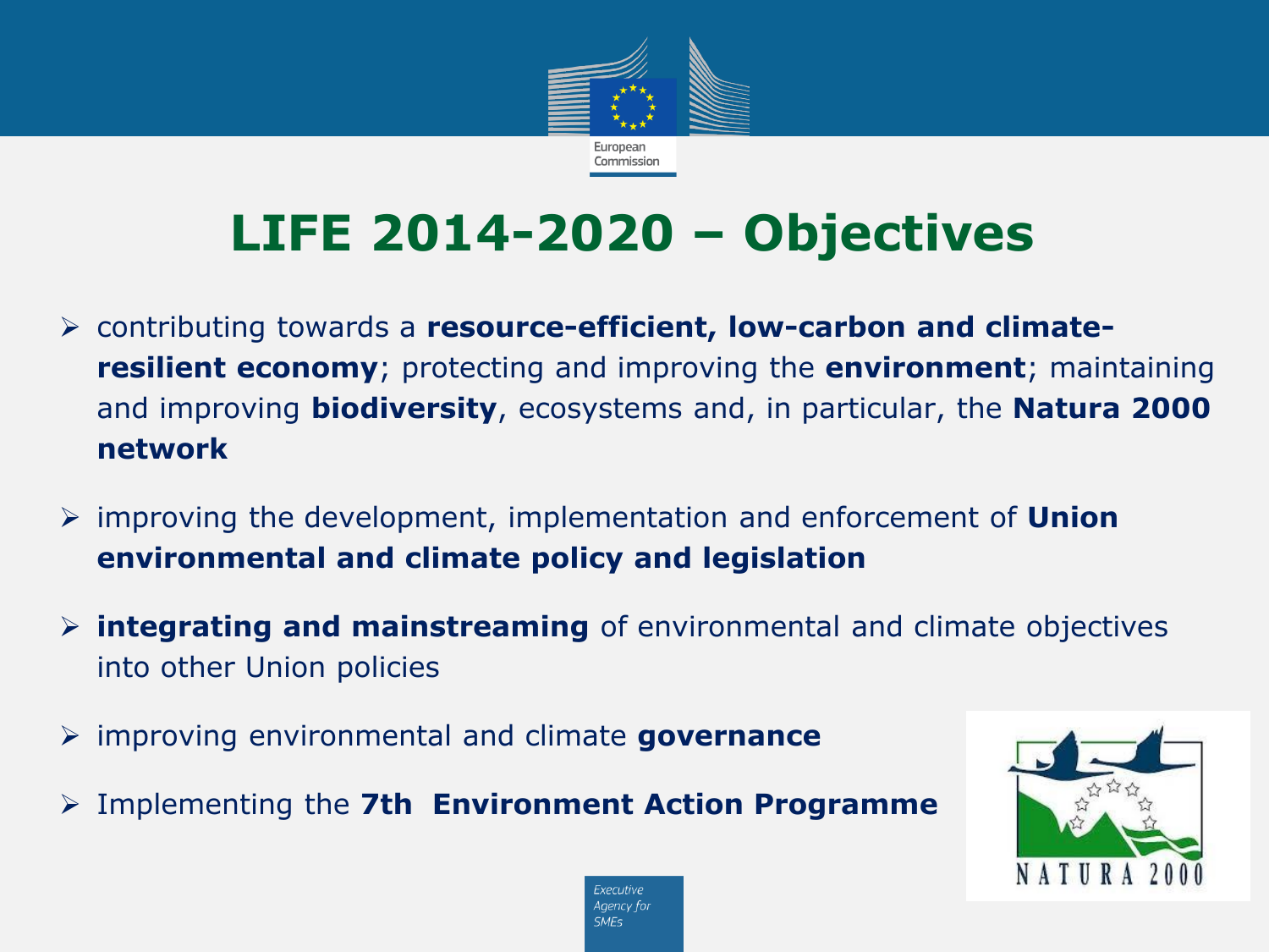# LIFE 2014-2020 – Objectives

- contributing towards a **resource-efficient, low-carbon and climate-resilient economy**; protecting and improving the **environment**; maintaining and improving **biodiversity**, ecosystems and, in particular, the **Natura 2000 network**
- improving the development, implementation and enforcement of **Union environmental and climate policy and legislation**
- **integrating and mainstreaming** of environmental and climate objectives into other Union policies
- improving environmental and climate **governance**
- Implementing the **7th Environment Action Programme**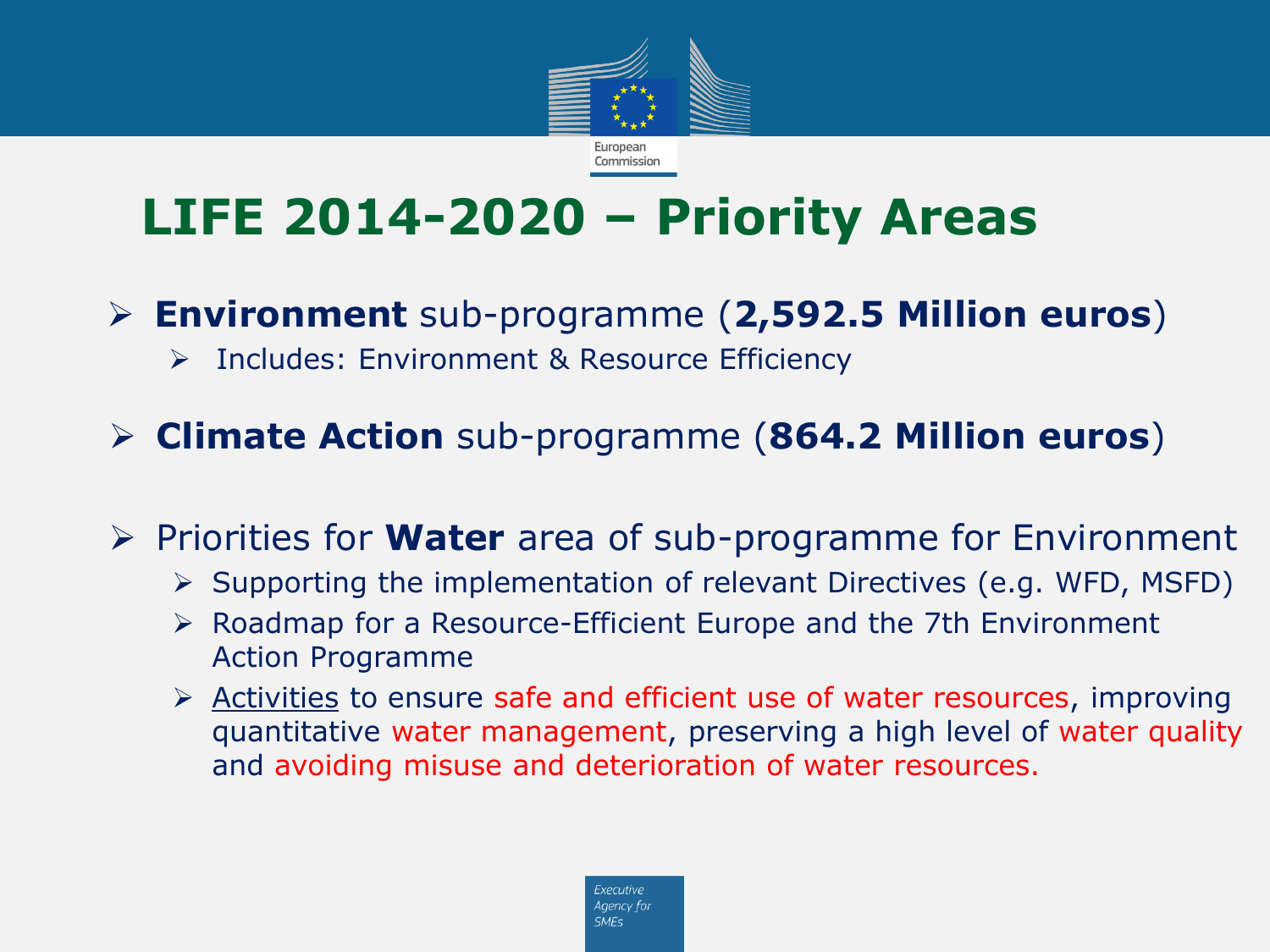# LIFE 2014-2020 – Priority Areas

- **Environment** sub-programme (**2,592.5 Million euros**)
  - Includes: Environment & Resource Efficiency
- **Climate Action** sub-programme (**864.2 Million euros**)
- Priorities for **Water** area of sub-programme for Environment
  - Supporting the implementation of relevant Directives (e.g. WFD, MSFD)
  - Roadmap for a Resource-Efficient Europe and the 7th Environment Action Programme
  - Activities to ensure safe and efficient use of water resources, improving quantitative water management, preserving a high level of water quality and avoiding misuse and deterioration of water resources.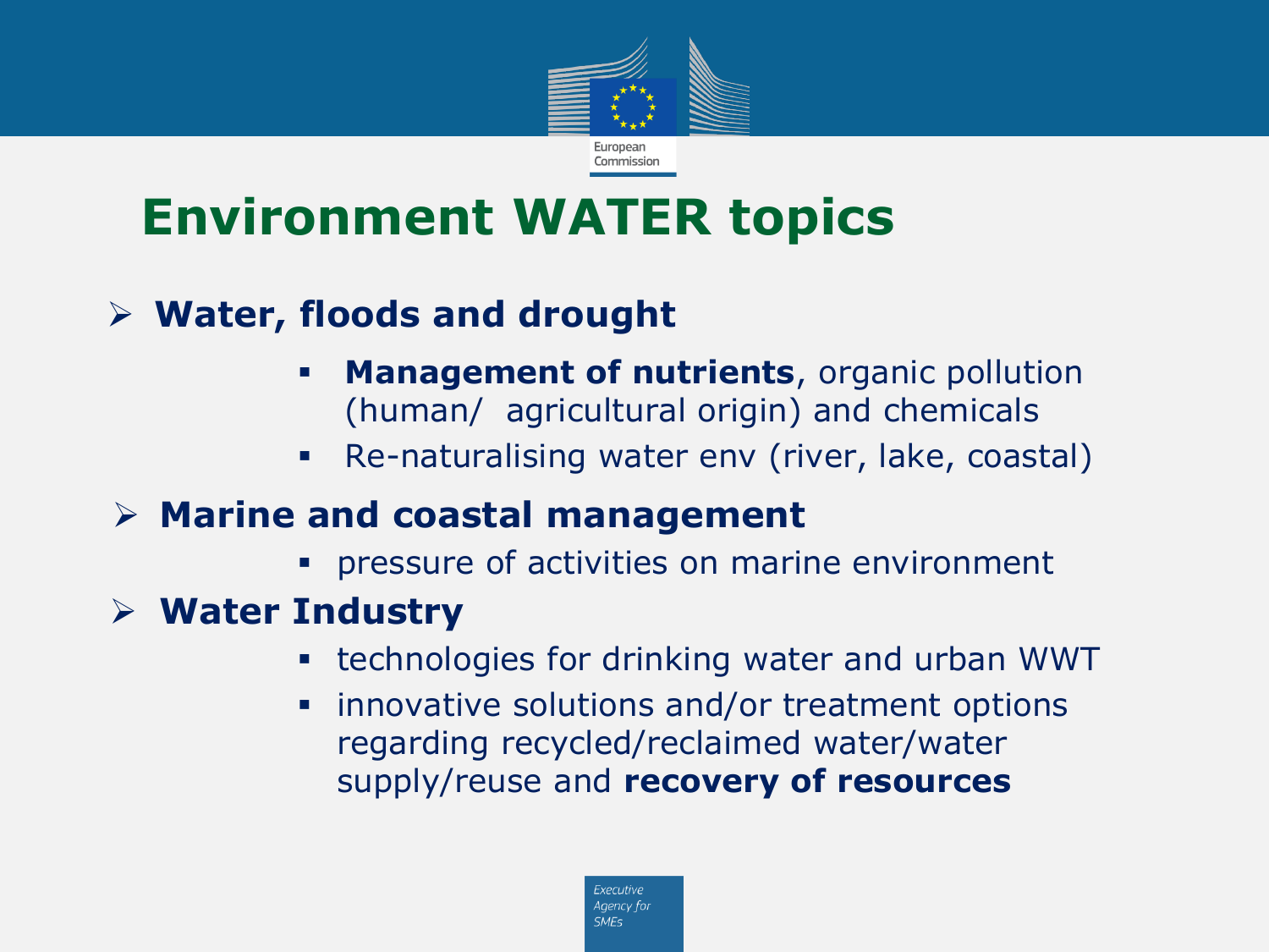# Environment WATER topics

- **Water, floods and drought**
  - **Management of nutrients**, organic pollution (human/ agricultural origin) and chemicals
  - Re-naturalising water env (river, lake, coastal)
- **Marine and coastal management**
  - pressure of activities on marine environment
- **Water Industry**
  - technologies for drinking water and urban WWT
  - innovative solutions and/or treatment options regarding recycled/reclaimed water/water supply/reuse and **recovery of resources**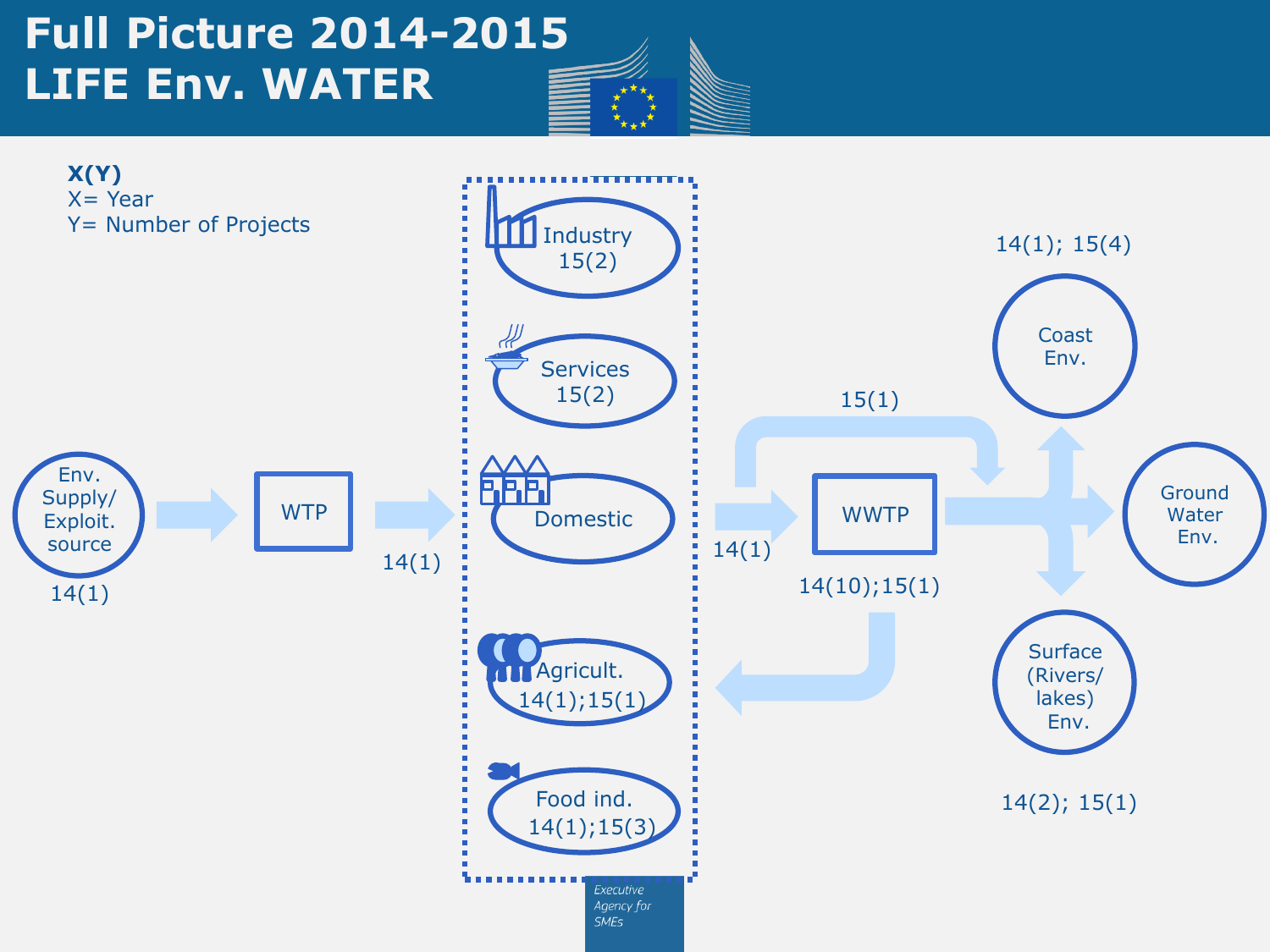# Full Picture 2014-2015
# LIFE Env. WATER

**X(Y)**
X= Year
Y= Number of Projects

Env. Supply/ Exploit. source
14(1)

WTP

14(1)

Industry
15(2)

Services
15(2)

Domestic

Agricult.
14(1);15(1)

Food ind.
14(1);15(3)

14(1)

WWTP
14(10);15(1)

15(1)

Coast Env.
14(1); 15(4)

Ground Water Env.

Surface (Rivers/ lakes) Env.
14(2); 15(1)

*Executive Agency for SMEs*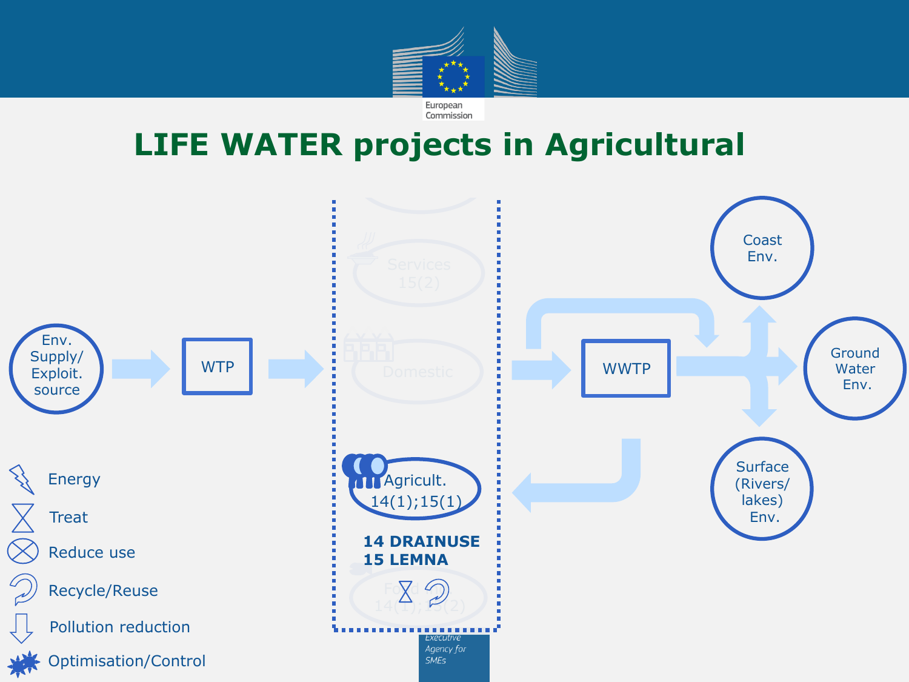# LIFE WATER projects in Agricultural

Env. Supply/ Exploit. source

WTP

Services 15(2)

Domestic

Agricult. 14(1);15(1)

**14 DRAINUSE**
**15 LEMNA**

Food 14(1); 15(2)

WWTP

Coast Env.

Ground Water Env.

Surface (Rivers/ lakes) Env.

- Energy
- Treat
- Reduce use
- Recycle/Reuse
- Pollution reduction
- Optimisation/Control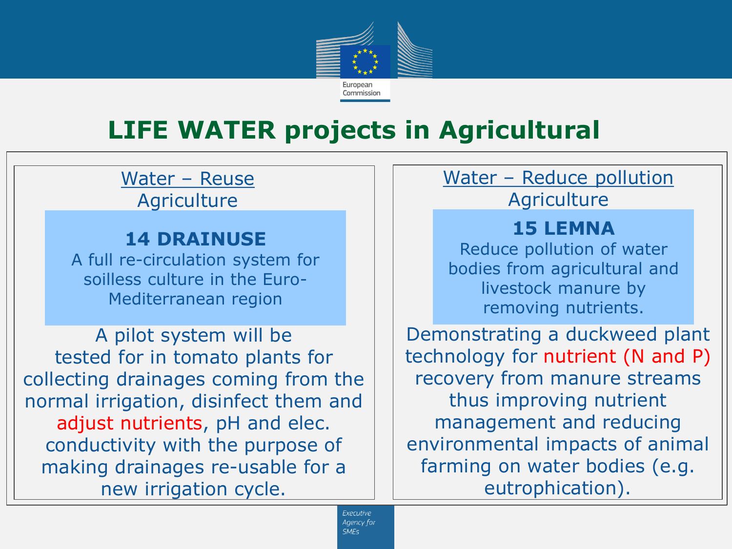# LIFE WATER projects in Agricultural

## Water – Reuse
Agriculture

### 14 DRAINUSE
A full re-circulation system for soilless culture in the Euro-Mediterranean region

A pilot system will be tested for in tomato plants for collecting drainages coming from the normal irrigation, disinfect them and adjust nutrients, pH and elec. conductivity with the purpose of making drainages re-usable for a new irrigation cycle.

## Water – Reduce pollution
Agriculture

### 15 LEMNA
Reduce pollution of water bodies from agricultural and livestock manure by removing nutrients.

Demonstrating a duckweed plant technology for nutrient (N and P) recovery from manure streams thus improving nutrient management and reducing environmental impacts of animal farming on water bodies (e.g. eutrophication).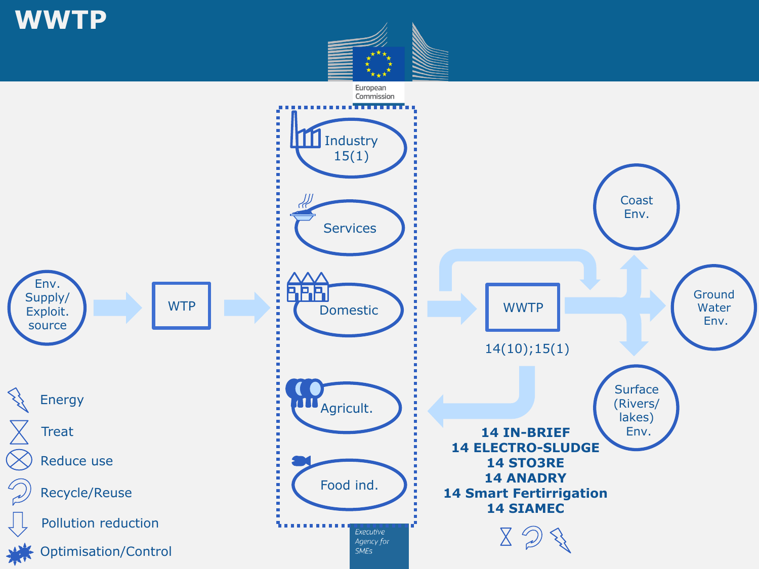# WWTP

Env. Supply/ Exploit. source → WTP → Industry 15(1), Services, Domestic, Agricult., Food ind. → WWTP → Coast Env., Ground Water Env., Surface (Rivers/ lakes) Env.

WWTP: 14(10);15(1)

- Energy
- Treat
- Reduce use
- Recycle/Reuse
- Pollution reduction
- Optimisation/Control

**14 IN-BRIEF**
**14 ELECTRO-SLUDGE**
**14 STO3RE**
**14 ANADRY**
**14 Smart Fertirrigation**
**14 SIAMEC**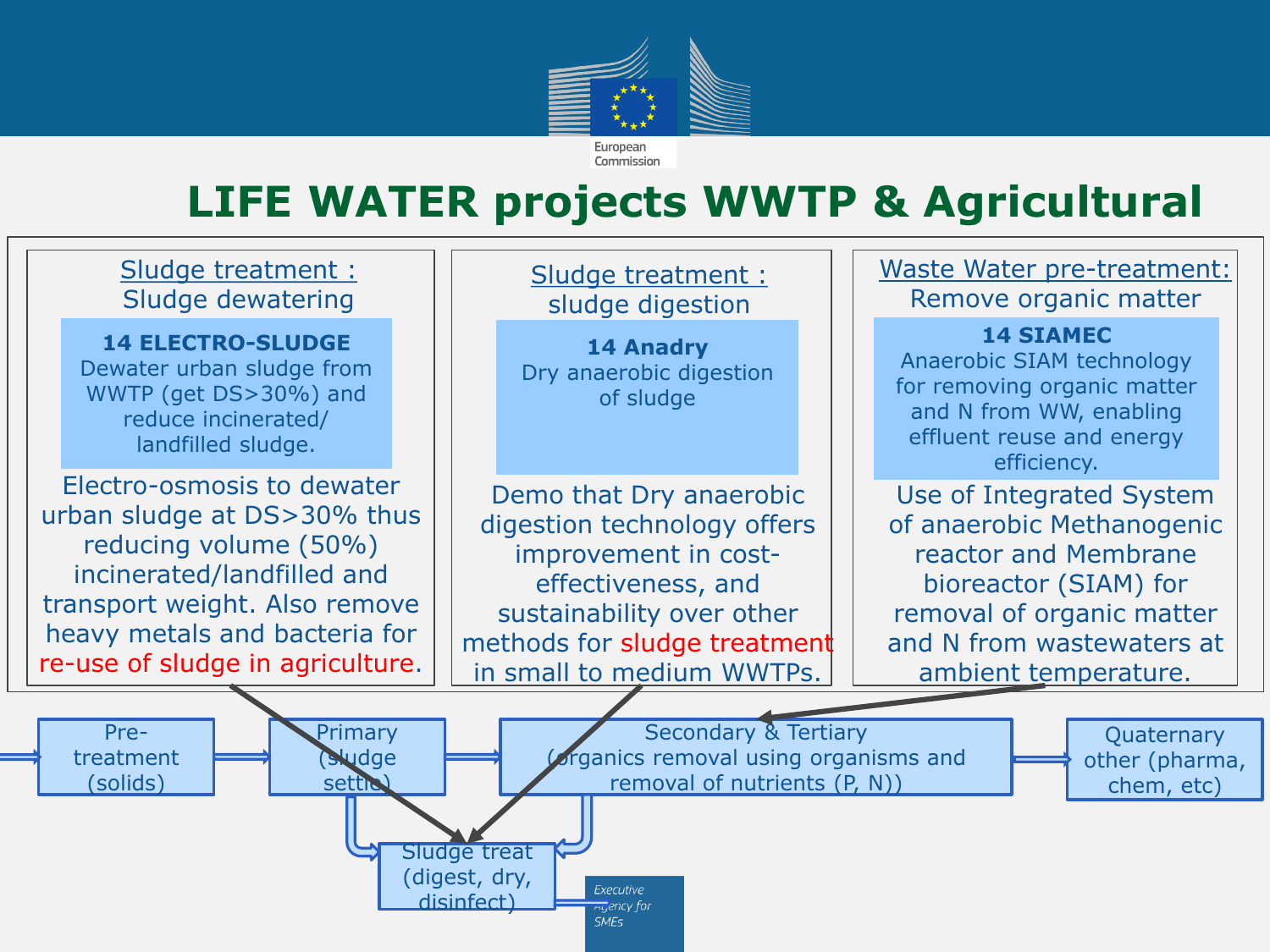# LIFE WATER projects WWTP & Agricultural

## Sludge treatment : Sludge dewatering

**14 ELECTRO-SLUDGE**
Dewater urban sludge from WWTP (get DS>30%) and reduce incinerated/ landfilled sludge.

Electro-osmosis to dewater urban sludge at DS>30% thus reducing volume (50%) incinerated/landfilled and transport weight. Also remove heavy metals and bacteria for re-use of sludge in agriculture.

## Sludge treatment : sludge digestion

**14 Anadry**
Dry anaerobic digestion of sludge

Demo that Dry anaerobic digestion technology offers improvement in cost-effectiveness, and sustainability over other methods for sludge treatment in small to medium WWTPs.

## Waste Water pre-treatment: Remove organic matter

**14 SIAMEC**
Anaerobic SIAM technology for removing organic matter and N from WW, enabling effluent reuse and energy efficiency.

Use of Integrated System of anaerobic Methanogenic reactor and Membrane bioreactor (SIAM) for removal of organic matter and N from wastewaters at ambient temperature.

---

Pre-treatment (solids) → Primary (sludge settle) → Secondary & Tertiary (organics removal using organisms and removal of nutrients (P, N)) → Quaternary other (pharma, chem, etc)

Sludge treat (digest, dry, disinfect)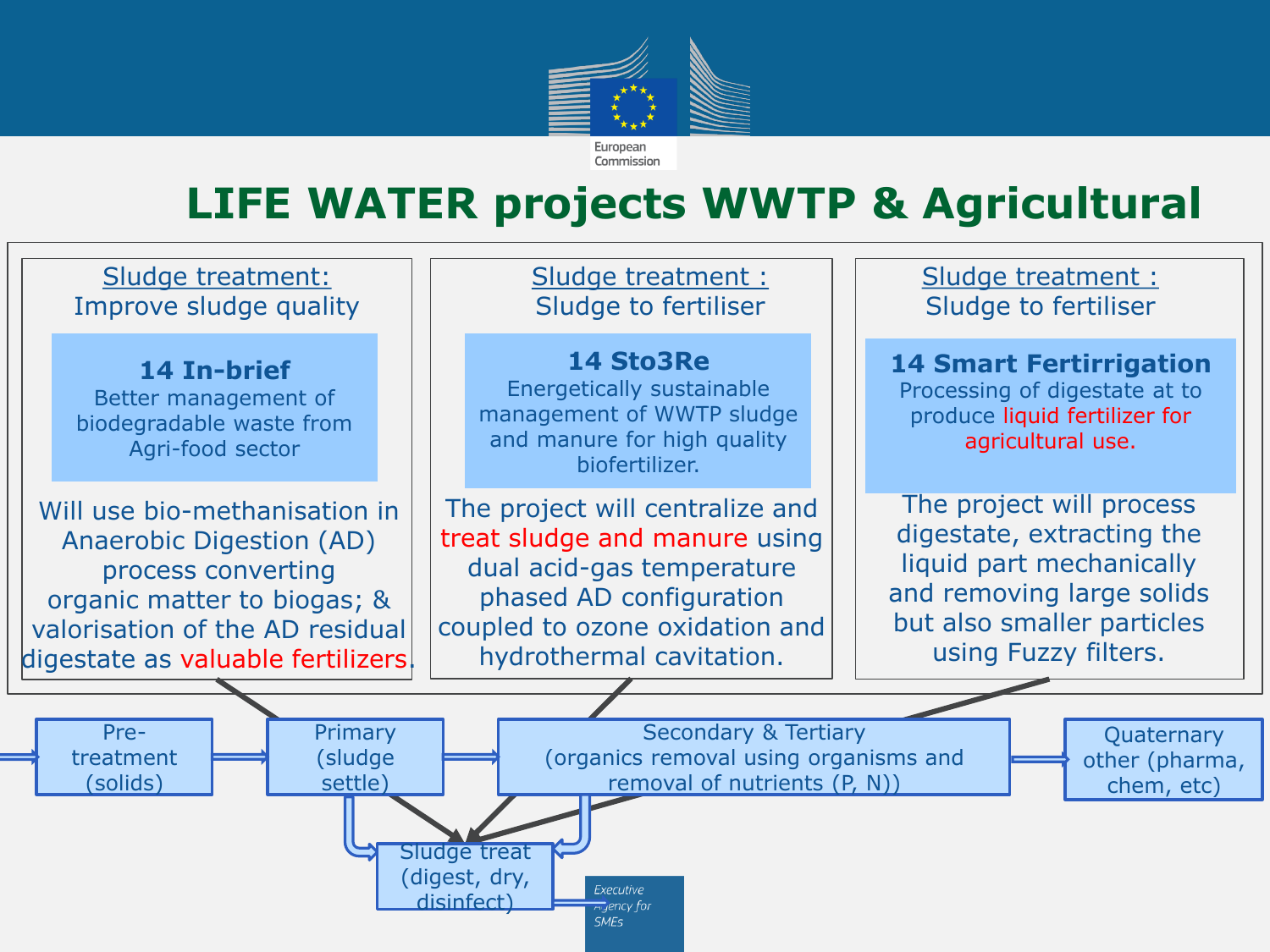# LIFE WATER projects WWTP & Agricultural

## Sludge treatment: Improve sludge quality

**14 In-brief**
Better management of biodegradable waste from Agri-food sector

Will use bio-methanisation in Anaerobic Digestion (AD) process converting organic matter to biogas; & valorisation of the AD residual digestate as valuable fertilizers.

## Sludge treatment : Sludge to fertiliser

**14 Sto3Re**
Energetically sustainable management of WWTP sludge and manure for high quality biofertilizer.

The project will centralize and treat sludge and manure using dual acid-gas temperature phased AD configuration coupled to ozone oxidation and hydrothermal cavitation.

## Sludge treatment : Sludge to fertiliser

**14 Smart Fertirrigation**
Processing of digestate at to produce liquid fertilizer for agricultural use.

The project will process digestate, extracting the liquid part mechanically and removing large solids but also smaller particles using Fuzzy filters.

---

- Pre-treatment (solids)
- Primary (sludge settle)
- Secondary & Tertiary (organics removal using organisms and removal of nutrients (P, N))
- Quaternary other (pharma, chem, etc)
- Sludge treat (digest, dry, disinfect)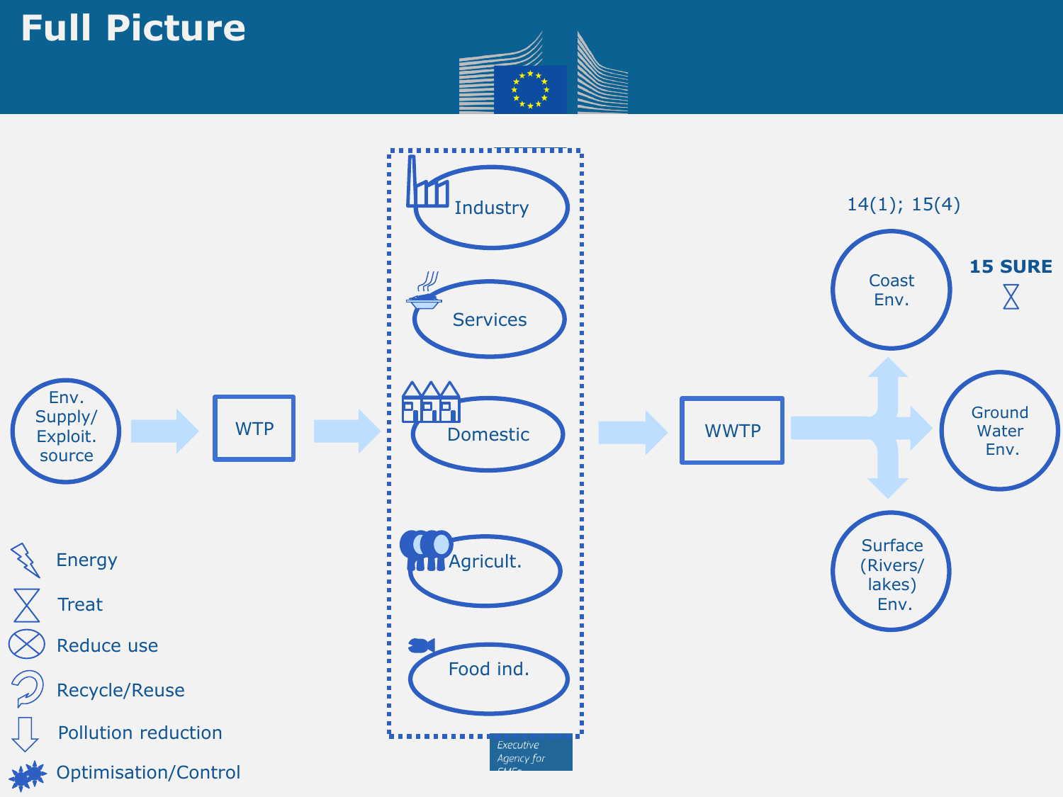# Full Picture

Env. Supply/ Exploit. source

WTP

Industry

Services

Domestic

Agricult.

Food ind.

WWTP

14(1); 15(4)

Coast Env.

15 SURE

Ground Water Env.

Surface (Rivers/ lakes) Env.

Energy

Treat

Reduce use

Recycle/Reuse

Pollution reduction

Optimisation/Control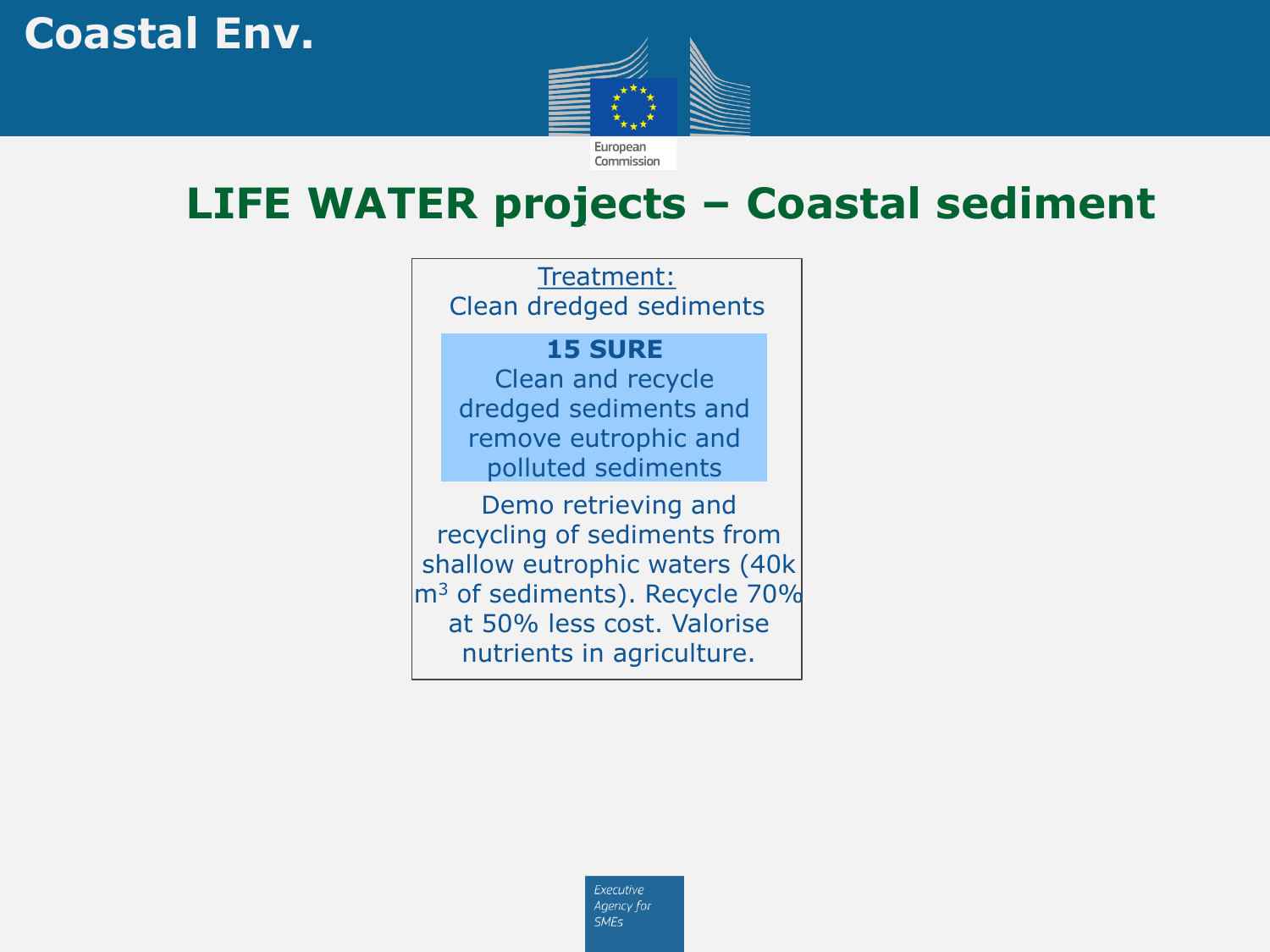# LIFE WATER projects – Coastal sediment

Treatment:
Clean dredged sediments

**15 SURE**
Clean and recycle dredged sediments and remove eutrophic and polluted sediments

Demo retrieving and recycling of sediments from shallow eutrophic waters (40k $m^3$ of sediments). Recycle 70% at 50% less cost. Valorise nutrients in agriculture.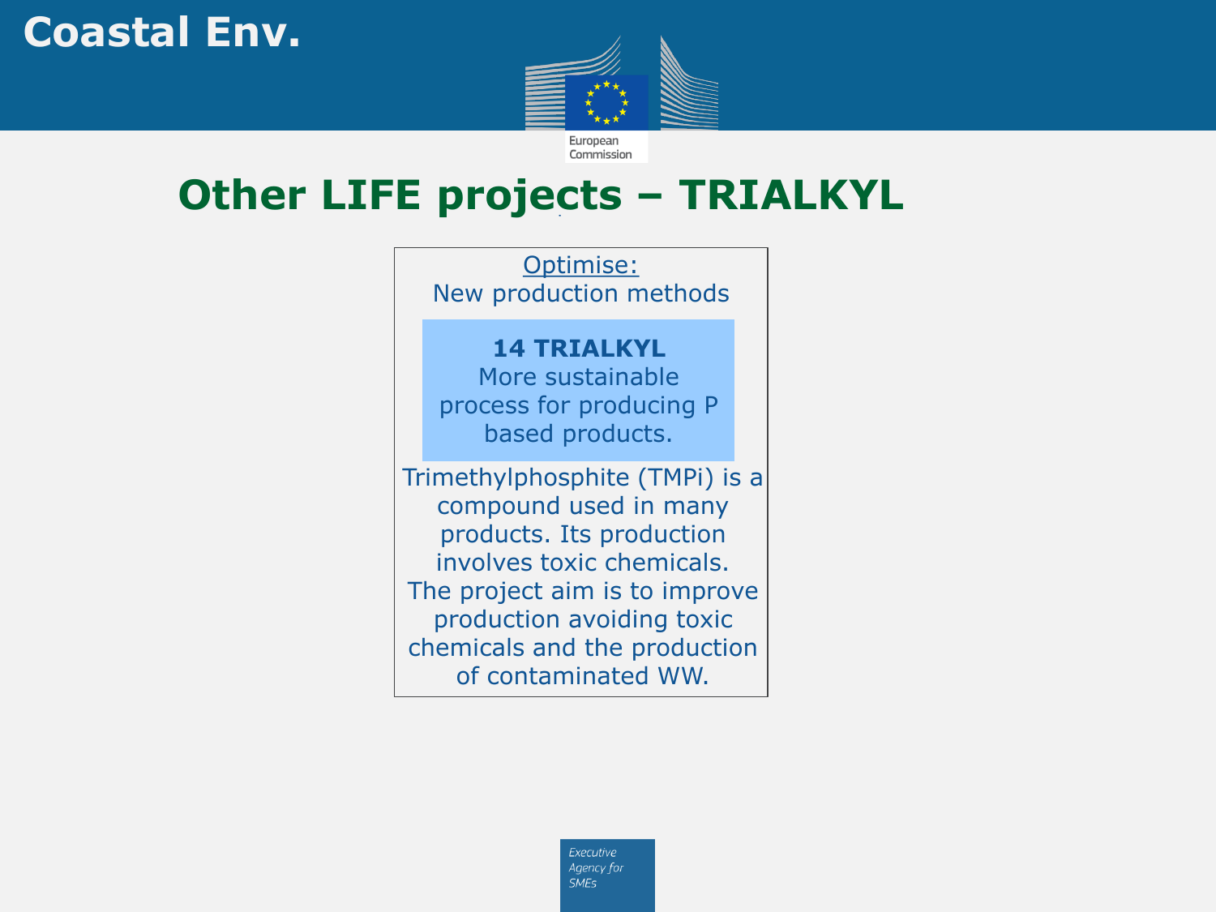# Other LIFE projects – TRIALKYL

Optimise:
New production methods

**14 TRIALKYL**
More sustainable process for producing P based products.

Trimethylphosphite (TMPi) is a compound used in many products. Its production involves toxic chemicals. The project aim is to improve production avoiding toxic chemicals and the production of contaminated WW.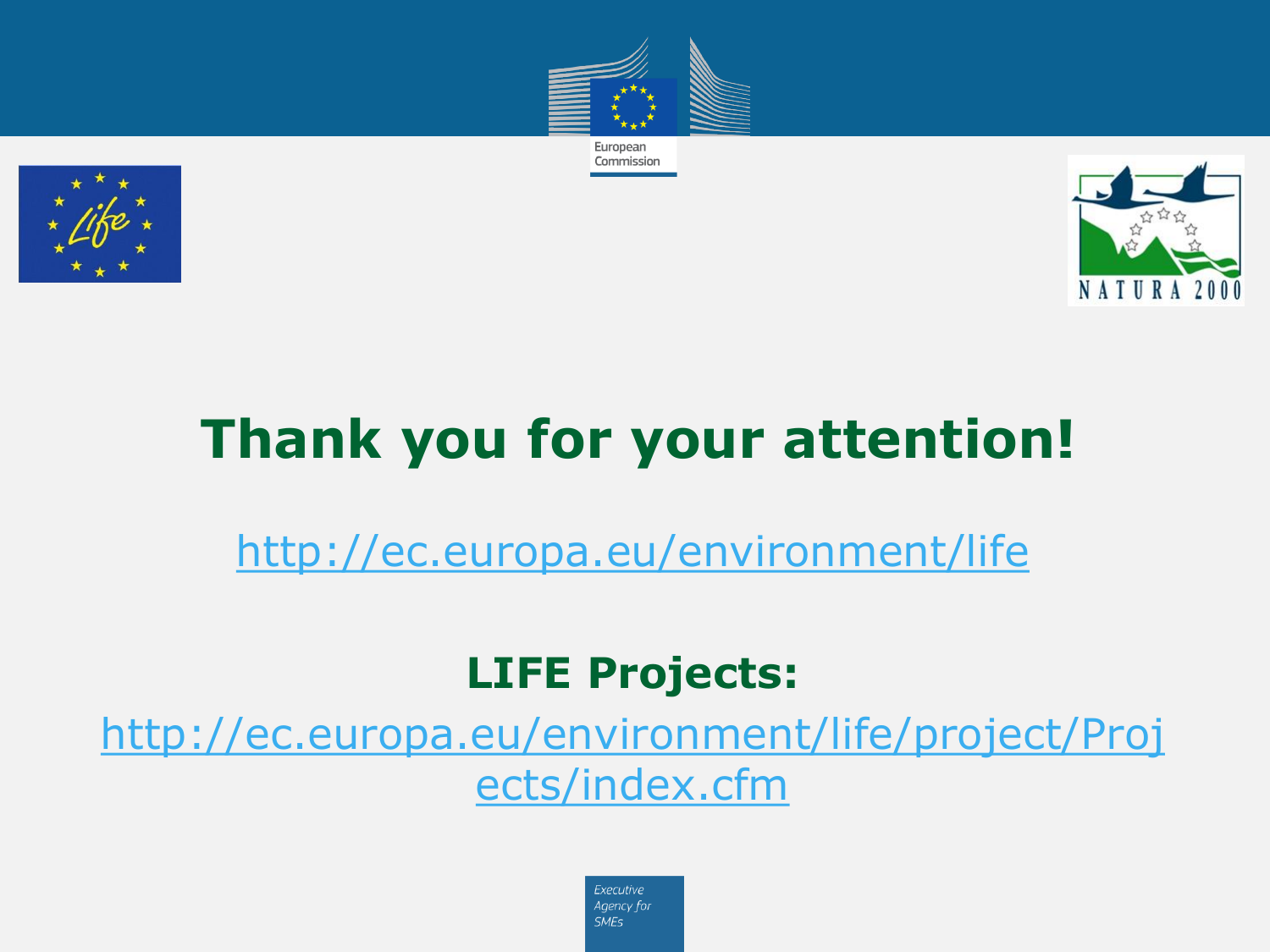# Thank you for your attention!

http://ec.europa.eu/environment/life

**LIFE Projects:**

http://ec.europa.eu/environment/life/project/Projects/index.cfm